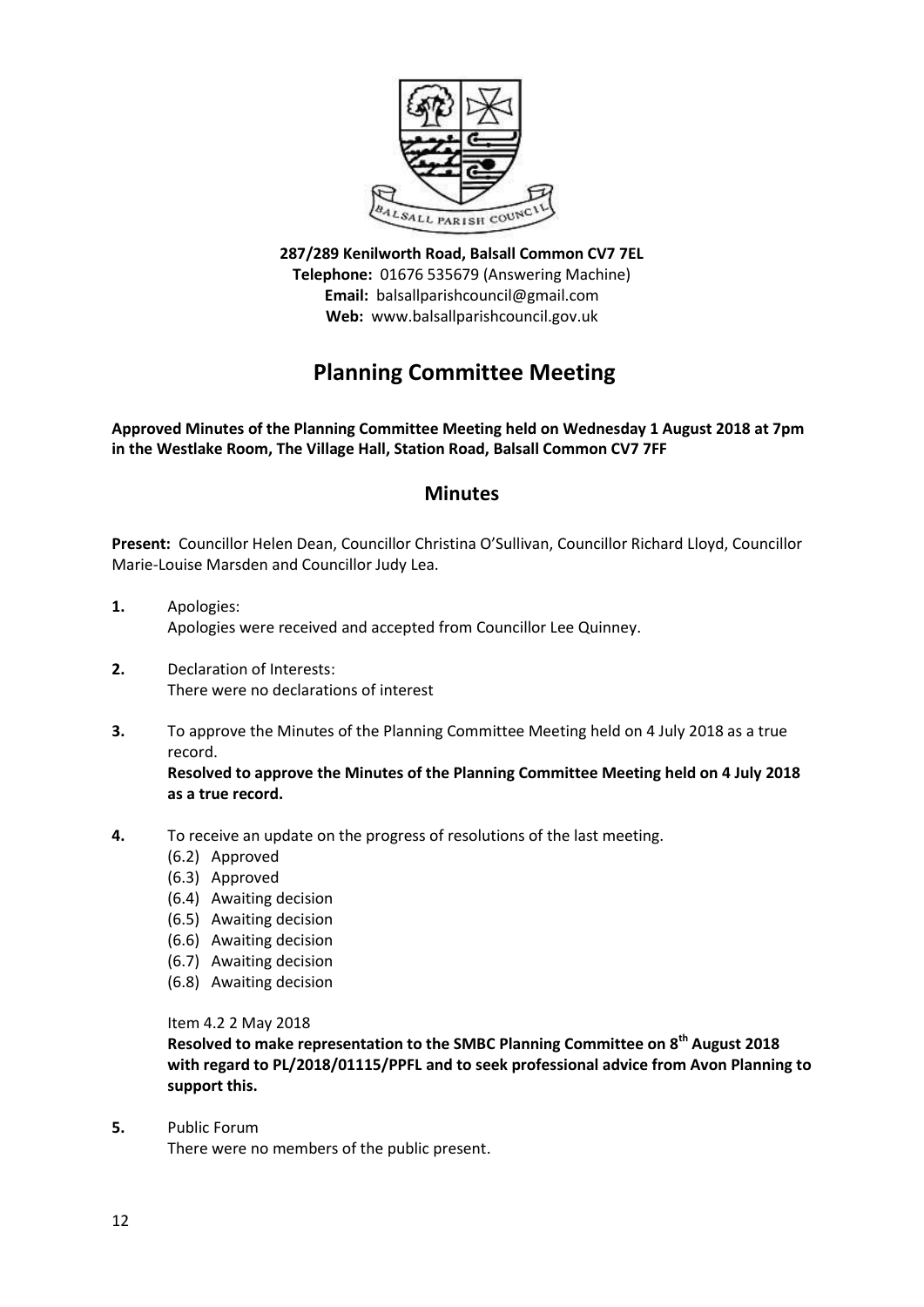**287/289 Kenilworth Road, Balsall Common CV7 7EL**
**Telephone:** 01676 535679 (Answering Machine)
**Email:** balsallparishcouncil@gmail.com
**Web:** www.balsallparishcouncil.gov.uk

# Planning Committee Meeting

**Approved Minutes of the Planning Committee Meeting held on Wednesday 1 August 2018 at 7pm in the Westlake Room, The Village Hall, Station Road, Balsall Common CV7 7FF**

## Minutes

**Present:** Councillor Helen Dean, Councillor Christina O'Sullivan, Councillor Richard Lloyd, Councillor Marie-Louise Marsden and Councillor Judy Lea.

**1.** Apologies:
Apologies were received and accepted from Councillor Lee Quinney.

**2.** Declaration of Interests:
There were no declarations of interest

**3.** To approve the Minutes of the Planning Committee Meeting held on 4 July 2018 as a true record.
**Resolved to approve the Minutes of the Planning Committee Meeting held on 4 July 2018 as a true record.**

**4.** To receive an update on the progress of resolutions of the last meeting.
- (6.2) Approved
- (6.3) Approved
- (6.4) Awaiting decision
- (6.5) Awaiting decision
- (6.6) Awaiting decision
- (6.7) Awaiting decision
- (6.8) Awaiting decision

Item 4.2 2 May 2018
**Resolved to make representation to the SMBC Planning Committee on 8th August 2018 with regard to PL/2018/01115/PPFL and to seek professional advice from Avon Planning to support this.**

**5.** Public Forum
There were no members of the public present.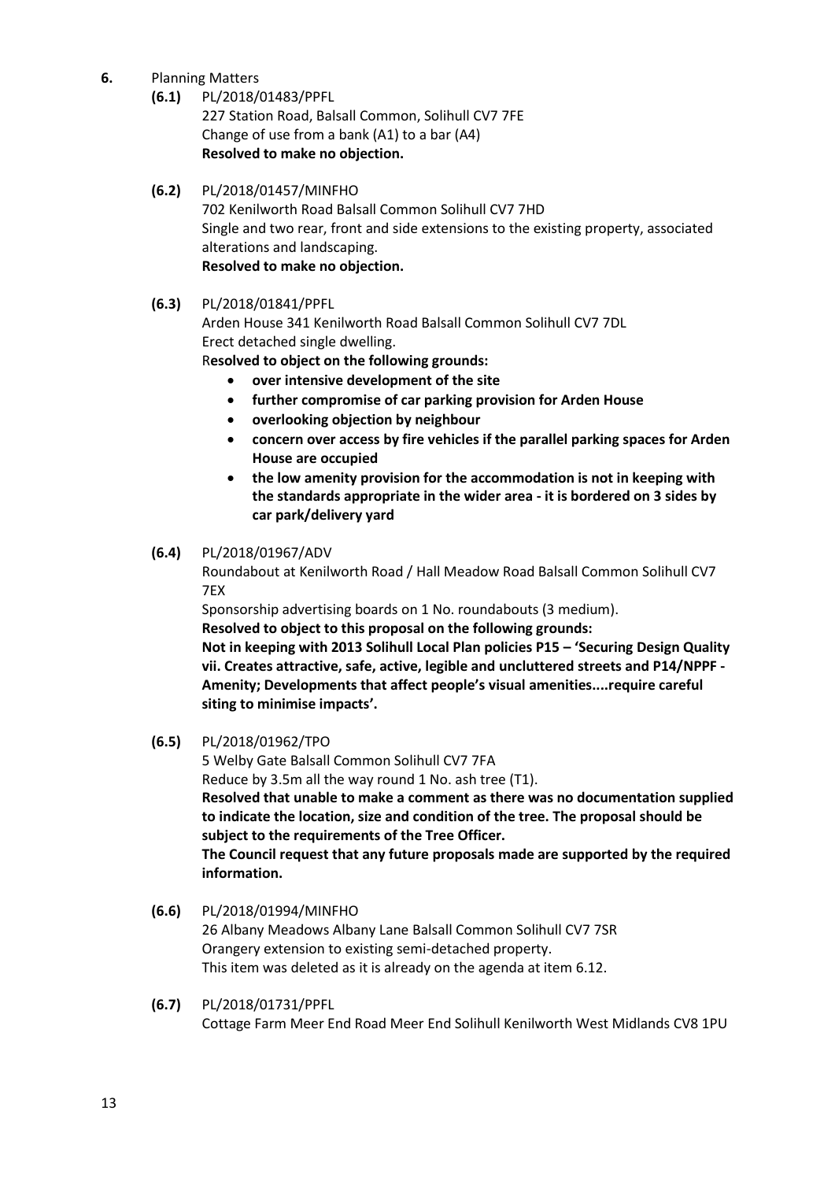**6.** Planning Matters

**(6.1)** PL/2018/01483/PPFL
227 Station Road, Balsall Common, Solihull CV7 7FE
Change of use from a bank (A1) to a bar (A4)
**Resolved to make no objection.**

**(6.2)** PL/2018/01457/MINFHO
702 Kenilworth Road Balsall Common Solihull CV7 7HD
Single and two rear, front and side extensions to the existing property, associated alterations and landscaping.
**Resolved to make no objection.**

**(6.3)** PL/2018/01841/PPFL
Arden House 341 Kenilworth Road Balsall Common Solihull CV7 7DL
Erect detached single dwelling.
R**esolved to object on the following grounds:**

- **over intensive development of the site**
- **further compromise of car parking provision for Arden House**
- **overlooking objection by neighbour**
- **concern over access by fire vehicles if the parallel parking spaces for Arden House are occupied**
- **the low amenity provision for the accommodation is not in keeping with the standards appropriate in the wider area - it is bordered on 3 sides by car park/delivery yard**

**(6.4)** PL/2018/01967/ADV
Roundabout at Kenilworth Road / Hall Meadow Road Balsall Common Solihull CV7 7EX
Sponsorship advertising boards on 1 No. roundabouts (3 medium).
**Resolved to object to this proposal on the following grounds:**
**Not in keeping with 2013 Solihull Local Plan policies P15 – 'Securing Design Quality vii. Creates attractive, safe, active, legible and uncluttered streets and P14/NPPF - Amenity; Developments that affect people's visual amenities....require careful siting to minimise impacts'.**

**(6.5)** PL/2018/01962/TPO
5 Welby Gate Balsall Common Solihull CV7 7FA
Reduce by 3.5m all the way round 1 No. ash tree (T1).
**Resolved that unable to make a comment as there was no documentation supplied to indicate the location, size and condition of the tree. The proposal should be subject to the requirements of the Tree Officer.**
**The Council request that any future proposals made are supported by the required information.**

**(6.6)** PL/2018/01994/MINFHO
26 Albany Meadows Albany Lane Balsall Common Solihull CV7 7SR
Orangery extension to existing semi-detached property.
This item was deleted as it is already on the agenda at item 6.12.

**(6.7)** PL/2018/01731/PPFL
Cottage Farm Meer End Road Meer End Solihull Kenilworth West Midlands CV8 1PU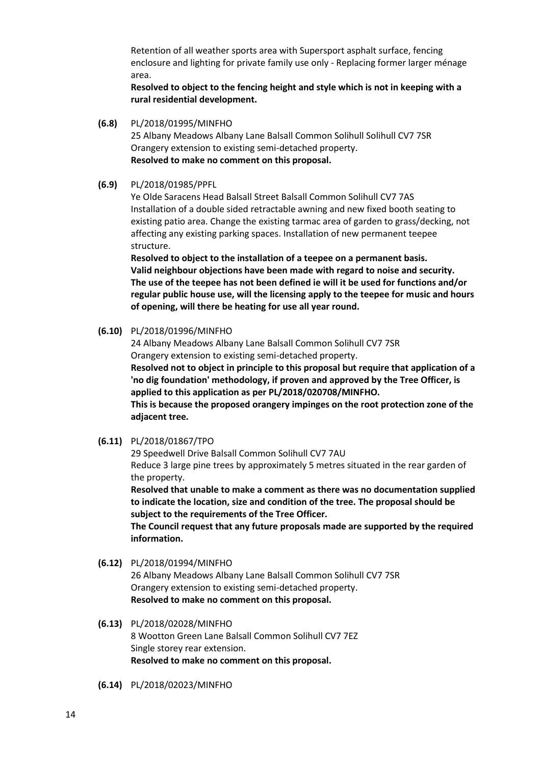Retention of all weather sports area with Supersport asphalt surface, fencing enclosure and lighting for private family use only - Replacing former larger ménage area.
**Resolved to object to the fencing height and style which is not in keeping with a rural residential development.**

**(6.8)** PL/2018/01995/MINFHO
25 Albany Meadows Albany Lane Balsall Common Solihull Solihull CV7 7SR
Orangery extension to existing semi-detached property.
**Resolved to make no comment on this proposal.**

**(6.9)** PL/2018/01985/PPFL
Ye Olde Saracens Head Balsall Street Balsall Common Solihull CV7 7AS
Installation of a double sided retractable awning and new fixed booth seating to existing patio area. Change the existing tarmac area of garden to grass/decking, not affecting any existing parking spaces. Installation of new permanent teepee structure.
**Resolved to object to the installation of a teepee on a permanent basis. Valid neighbour objections have been made with regard to noise and security. The use of the teepee has not been defined ie will it be used for functions and/or regular public house use, will the licensing apply to the teepee for music and hours of opening, will there be heating for use all year round.**

**(6.10)** PL/2018/01996/MINFHO
24 Albany Meadows Albany Lane Balsall Common Solihull CV7 7SR
Orangery extension to existing semi-detached property.
**Resolved not to object in principle to this proposal but require that application of a 'no dig foundation' methodology, if proven and approved by the Tree Officer, is applied to this application as per PL/2018/020708/MINFHO.**
**This is because the proposed orangery impinges on the root protection zone of the adjacent tree.**

**(6.11)** PL/2018/01867/TPO
29 Speedwell Drive Balsall Common Solihull CV7 7AU
Reduce 3 large pine trees by approximately 5 metres situated in the rear garden of the property.
**Resolved that unable to make a comment as there was no documentation supplied to indicate the location, size and condition of the tree. The proposal should be subject to the requirements of the Tree Officer.**
**The Council request that any future proposals made are supported by the required information.**

**(6.12)** PL/2018/01994/MINFHO
26 Albany Meadows Albany Lane Balsall Common Solihull CV7 7SR
Orangery extension to existing semi-detached property.
**Resolved to make no comment on this proposal.**

**(6.13)** PL/2018/02028/MINFHO
8 Wootton Green Lane Balsall Common Solihull CV7 7EZ
Single storey rear extension.
**Resolved to make no comment on this proposal.**

**(6.14)** PL/2018/02023/MINFHO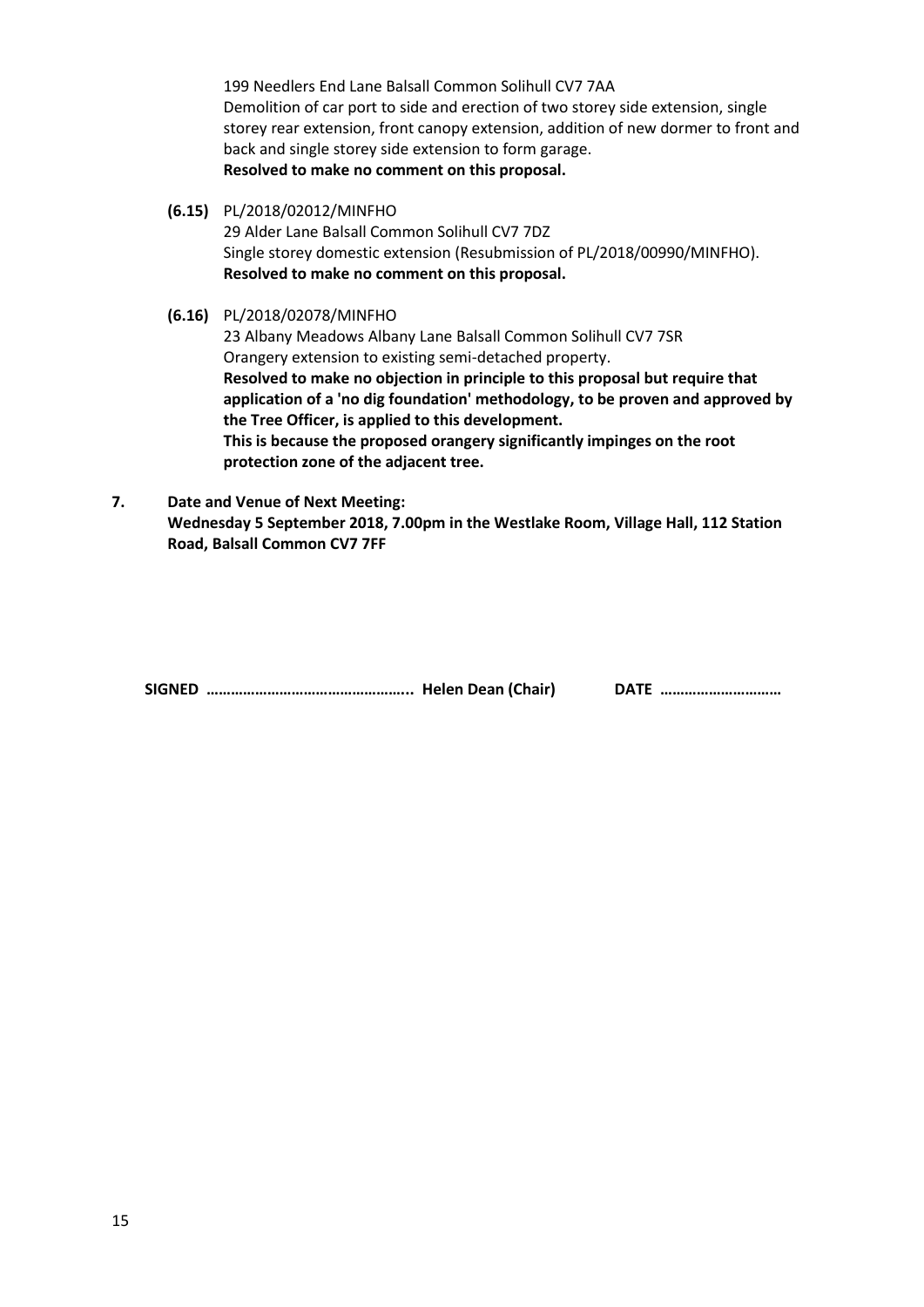199 Needlers End Lane Balsall Common Solihull CV7 7AA
Demolition of car port to side and erection of two storey side extension, single storey rear extension, front canopy extension, addition of new dormer to front and back and single storey side extension to form garage.
**Resolved to make no comment on this proposal.**

**(6.15)** PL/2018/02012/MINFHO
29 Alder Lane Balsall Common Solihull CV7 7DZ
Single storey domestic extension (Resubmission of PL/2018/00990/MINFHO).
**Resolved to make no comment on this proposal.**

**(6.16)** PL/2018/02078/MINFHO
23 Albany Meadows Albany Lane Balsall Common Solihull CV7 7SR
Orangery extension to existing semi-detached property.
**Resolved to make no objection in principle to this proposal but require that application of a 'no dig foundation' methodology, to be proven and approved by the Tree Officer, is applied to this development.**
**This is because the proposed orangery significantly impinges on the root protection zone of the adjacent tree.**

**7. Date and Venue of Next Meeting:**
**Wednesday 5 September 2018, 7.00pm in the Westlake Room, Village Hall, 112 Station Road, Balsall Common CV7 7FF**

**SIGNED ………………………………………….. Helen Dean (Chair) DATE ………………………**